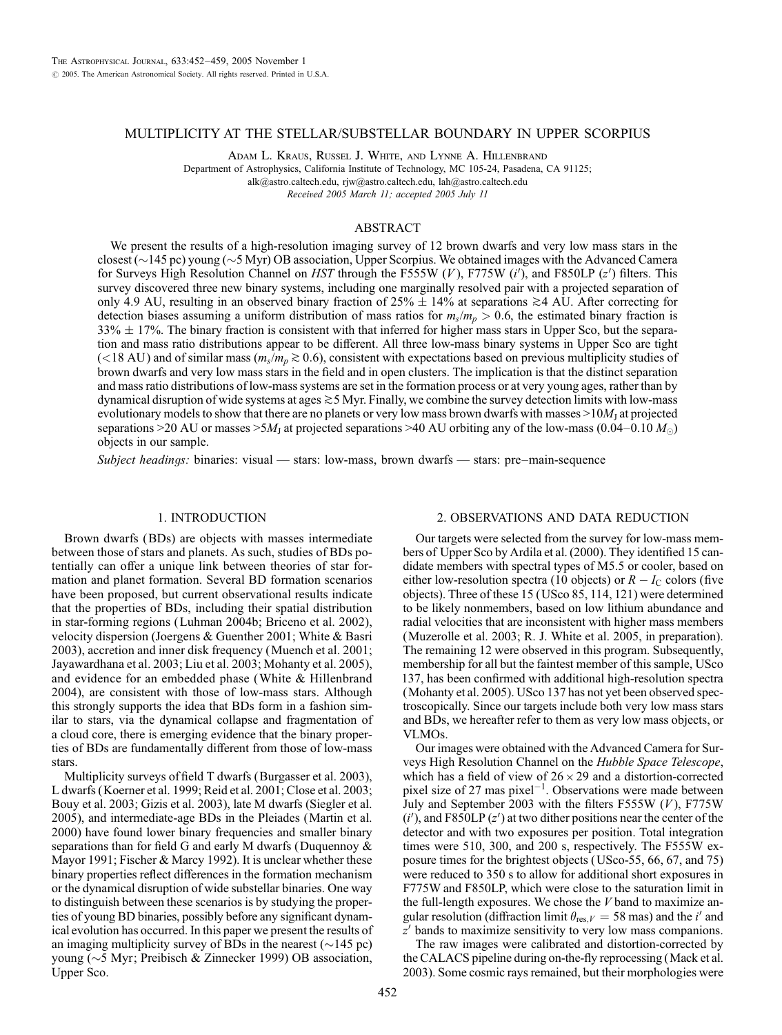# MULTIPLICITY AT THE STELLAR/SUBSTELLAR BOUNDARY IN UPPER SCORPIUS

Adam L. Kraus, Russel J. White, and Lynne A. Hillenbrand

Department of Astrophysics, California Institute of Technology, MC 105-24, Pasadena, CA 91125; alk@astro.caltech.edu, rjw@astro.caltech.edu, lah@astro.caltech.edu

*Received 2005 March 11; accepted 2005 July 11*

## ABSTRACT

We present the results of a high-resolution imaging survey of 12 brown dwarfs and very low mass stars in the closest (~145 pc) young (~5 Myr) OB association, Upper Scorpius. We obtained images with the Advanced Camera for Surveys High Resolution Channel on *HST* through the F555W ($V$), F775W ($i'$), and F850LP ($z'$) filters. This survey discovered three new binary systems, including one marginally resolved pair with a projected separation of only 4.9 AU, resulting in an observed binary fraction of 25% ± 14% at separations ≳4 AU. After correcting for detection biases assuming a uniform distribution of mass ratios for $m_s/m_p > 0.6$, the estimated binary fraction is 33% ± 17%. The binary fraction is consistent with that inferred for higher mass stars in Upper Sco, but the separation and mass ratio distributions appear to be different. All three low-mass binary systems in Upper Sco are tight (<18 AU) and of similar mass ($m_s/m_p \gtrsim 0.6$), consistent with expectations based on previous multiplicity studies of brown dwarfs and very low mass stars in the field and in open clusters. The implication is that the distinct separation and mass ratio distributions of low-mass systems are set in the formation process or at very young ages, rather than by dynamical disruption of wide systems at ages ≳5 Myr. Finally, we combine the survey detection limits with low-mass evolutionary models to show that there are no planets or very low mass brown dwarfs with masses >10$M_J$ at projected separations >20 AU or masses >5$M_J$ at projected separations >40 AU orbiting any of the low-mass (0.04–0.10 $M_\odot$) objects in our sample.

*Subject headings:* binaries: visual — stars: low-mass, brown dwarfs — stars: pre–main-sequence

## 1. INTRODUCTION

Brown dwarfs (BDs) are objects with masses intermediate between those of stars and planets. As such, studies of BDs potentially can offer a unique link between theories of star formation and planet formation. Several BD formation scenarios have been proposed, but current observational results indicate that the properties of BDs, including their spatial distribution in star-forming regions (Luhman 2004b; Briceno et al. 2002), velocity dispersion (Joergens & Guenther 2001; White & Basri 2003), accretion and inner disk frequency (Muench et al. 2001; Jayawardhana et al. 2003; Liu et al. 2003; Mohanty et al. 2005), and evidence for an embedded phase (White & Hillenbrand 2004), are consistent with those of low-mass stars. Although this strongly supports the idea that BDs form in a fashion similar to stars, via the dynamical collapse and fragmentation of a cloud core, there is emerging evidence that the binary properties of BDs are fundamentally different from those of low-mass stars.

Multiplicity surveys of field T dwarfs (Burgasser et al. 2003), L dwarfs (Koerner et al. 1999; Reid et al. 2001; Close et al. 2003; Bouy et al. 2003; Gizis et al. 2003), late M dwarfs (Siegler et al. 2005), and intermediate-age BDs in the Pleiades (Martin et al. 2000) have found lower binary frequencies and smaller binary separations than for field G and early M dwarfs (Duquennoy & Mayor 1991; Fischer & Marcy 1992). It is unclear whether these binary properties reflect differences in the formation mechanism or the dynamical disruption of wide substellar binaries. One way to distinguish between these scenarios is by studying the properties of young BD binaries, possibly before any significant dynamical evolution has occurred. In this paper we present the results of an imaging multiplicity survey of BDs in the nearest (~145 pc) young (~5 Myr; Preibisch & Zinnecker 1999) OB association, Upper Sco.

## 2. OBSERVATIONS AND DATA REDUCTION

Our targets were selected from the survey for low-mass members of Upper Sco by Ardila et al. (2000). They identified 15 candidate members with spectral types of M5.5 or cooler, based on either low-resolution spectra (10 objects) or $R - I_C$ colors (five objects). Three of these 15 (USco 85, 114, 121) were determined to be likely nonmembers, based on low lithium abundance and radial velocities that are inconsistent with higher mass members (Muzerolle et al. 2003; R. J. White et al. 2005, in preparation). The remaining 12 were observed in this program. Subsequently, membership for all but the faintest member of this sample, USco 137, has been confirmed with additional high-resolution spectra (Mohanty et al. 2005). USco 137 has not yet been observed spectroscopically. Since our targets include both very low mass stars and BDs, we hereafter refer to them as very low mass objects, or VLMOs.

Our images were obtained with the Advanced Camera for Surveys High Resolution Channel on the *Hubble Space Telescope*, which has a field of view of 26 × 29 and a distortion-corrected pixel size of 27 mas pixel$^{-1}$. Observations were made between July and September 2003 with the filters F555W ($V$), F775W ($i'$), and F850LP ($z'$) at two dither positions near the center of the detector and with two exposures per position. Total integration times were 510, 300, and 200 s, respectively. The F555W exposure times for the brightest objects (USco-55, 66, 67, and 75) were reduced to 350 s to allow for additional short exposures in F775W and F850LP, which were close to the saturation limit in the full-length exposures. We chose the $V$ band to maximize angular resolution (diffraction limit $\theta_{\mathrm{res},V} = 58$ mas) and the $i'$ and $z'$ bands to maximize sensitivity to very low mass companions.

The raw images were calibrated and distortion-corrected by the CALACS pipeline during on-the-fly reprocessing (Mack et al. 2003). Some cosmic rays remained, but their morphologies were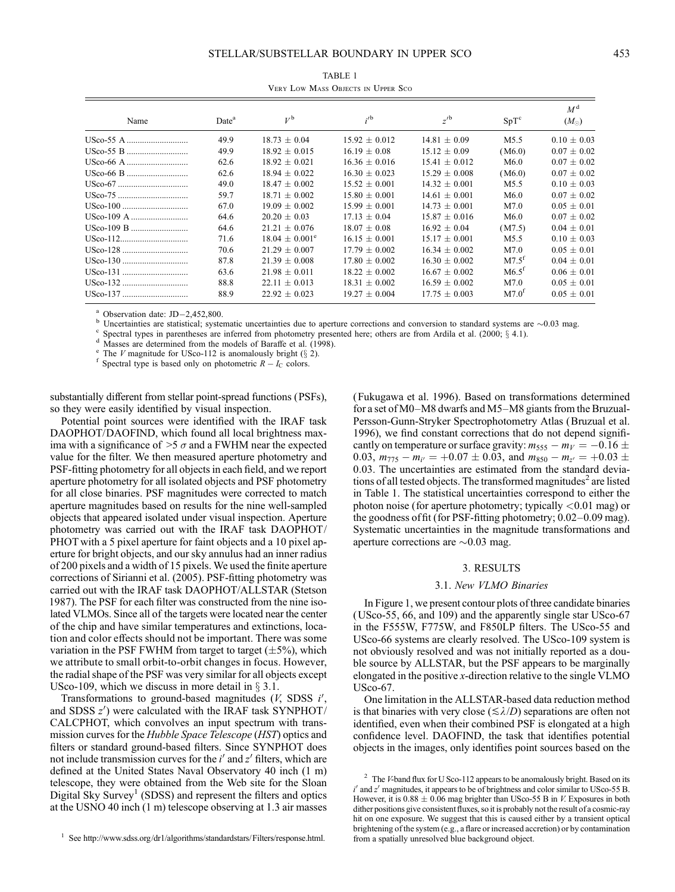TABLE 1

Very Low Mass Objects in Upper Sco

| Name | Date[a] | $V$[b] | $i'$[b] | $z'$[b] | SpT[c] | $M$[d] ($M_\odot$) |
|---|---|---|---|---|---|---|
| USco-55 A | 49.9 | 18.73 ± 0.04 | 15.92 ± 0.012 | 14.81 ± 0.09 | M5.5 | 0.10 ± 0.03 |
| USco-55 B | 49.9 | 18.92 ± 0.015 | 16.19 ± 0.08 | 15.12 ± 0.09 | (M6.0) | 0.07 ± 0.02 |
| USco-66 A | 62.6 | 18.92 ± 0.021 | 16.36 ± 0.016 | 15.41 ± 0.012 | M6.0 | 0.07 ± 0.02 |
| USco-66 B | 62.6 | 18.94 ± 0.022 | 16.30 ± 0.023 | 15.29 ± 0.008 | (M6.0) | 0.07 ± 0.02 |
| USco-67 | 49.0 | 18.47 ± 0.002 | 15.52 ± 0.001 | 14.32 ± 0.001 | M5.5 | 0.10 ± 0.03 |
| USco-75 | 59.7 | 18.71 ± 0.002 | 15.80 ± 0.001 | 14.61 ± 0.001 | M6.0 | 0.07 ± 0.02 |
| USco-100 | 67.0 | 19.09 ± 0.002 | 15.99 ± 0.001 | 14.73 ± 0.001 | M7.0 | 0.05 ± 0.01 |
| USco-109 A | 64.6 | 20.20 ± 0.03 | 17.13 ± 0.04 | 15.87 ± 0.016 | M6.0 | 0.07 ± 0.02 |
| USco-109 B | 64.6 | 21.21 ± 0.076 | 18.07 ± 0.08 | 16.92 ± 0.04 | (M7.5) | 0.04 ± 0.01 |
| USco-112 | 71.6 | 18.04 ± 0.001[e] | 16.15 ± 0.001 | 15.17 ± 0.001 | M5.5 | 0.10 ± 0.03 |
| USco-128 | 70.6 | 21.29 ± 0.007 | 17.79 ± 0.002 | 16.34 ± 0.002 | M7.0 | 0.05 ± 0.01 |
| USco-130 | 87.8 | 21.39 ± 0.008 | 17.80 ± 0.002 | 16.30 ± 0.002 | M7.5[f] | 0.04 ± 0.01 |
| USco-131 | 63.6 | 21.98 ± 0.011 | 18.22 ± 0.002 | 16.67 ± 0.002 | M6.5[f] | 0.06 ± 0.01 |
| USco-132 | 88.8 | 22.11 ± 0.013 | 18.31 ± 0.002 | 16.59 ± 0.002 | M7.0 | 0.05 ± 0.01 |
| USco-137 | 88.9 | 22.92 ± 0.023 | 19.27 ± 0.004 | 17.75 ± 0.003 | M7.0[f] | 0.05 ± 0.01 |

[a] Observation date: JD−2,452,800.
[b] Uncertainties are statistical; systematic uncertainties due to aperture corrections and conversion to standard systems are ∼0.03 mag.
[c] Spectral types in parentheses are inferred from photometry presented here; others are from Ardila et al. (2000; § 4.1).
[d] Masses are determined from the models of Baraffe et al. (1998).
[e] The $V$ magnitude for USco-112 is anomalously bright (§ 2).
[f] Spectral type is based only on photometric $R - I_C$ colors.

substantially different from stellar point-spread functions (PSFs), so they were easily identified by visual inspection.

Potential point sources were identified with the IRAF task DAOPHOT/DAOFIND, which found all local brightness maxima with a significance of $>5\,\sigma$ and a FWHM near the expected value for the filter. We then measured aperture photometry and PSF-fitting photometry for all objects in each field, and we report aperture photometry for all isolated objects and PSF photometry for all close binaries. PSF magnitudes were corrected to match aperture magnitudes based on results for the nine well-sampled objects that appeared isolated under visual inspection. Aperture photometry was carried out with the IRAF task DAOPHOT/PHOT with a 5 pixel aperture for faint objects and a 10 pixel aperture for bright objects, and our sky annulus had an inner radius of 200 pixels and a width of 15 pixels. We used the finite aperture corrections of Sirianni et al. (2005). PSF-fitting photometry was carried out with the IRAF task DAOPHOT/ALLSTAR (Stetson 1987). The PSF for each filter was constructed from the nine isolated VLMOs. Since all of the targets were located near the center of the chip and have similar temperatures and extinctions, location and color effects should not be important. There was some variation in the PSF FWHM from target to target (±5%), which we attribute to small orbit-to-orbit changes in focus. However, the radial shape of the PSF was very similar for all objects except USco-109, which we discuss in more detail in § 3.1.

Transformations to ground-based magnitudes ($V$, SDSS $i'$, and SDSS $z'$) were calculated with the IRAF task SYNPHOT/CALCPHOT, which convolves an input spectrum with transmission curves for the *Hubble Space Telescope* (*HST*) optics and filters or standard ground-based filters. Since SYNPHOT does not include transmission curves for the $i'$ and $z'$ filters, which are defined at the United States Naval Observatory 40 inch (1 m) telescope, they were obtained from the Web site for the Sloan Digital Sky Survey[1] (SDSS) and represent the filters and optics at the USNO 40 inch (1 m) telescope observing at 1.3 air masses (Fukugawa et al. 1996). Based on transformations determined for a set of M0–M8 dwarfs and M5–M8 giants from the Bruzual-Persson-Gunn-Stryker Spectrophotometry Atlas (Bruzual et al. 1996), we find constant corrections that do not depend significantly on temperature or surface gravity: $m_{555} - m_V = -0.16 \pm 0.03$, $m_{775} - m_{i'} = +0.07 \pm 0.03$, and $m_{850} - m_{z'} = +0.03 \pm 0.03$. The uncertainties are estimated from the standard deviations of all tested objects. The transformed magnitudes[2] are listed in Table 1. The statistical uncertainties correspond to either the photon noise (for aperture photometry; typically <0.01 mag) or the goodness of fit (for PSF-fitting photometry; 0.02–0.09 mag). Systematic uncertainties in the magnitude transformations and aperture corrections are ∼0.03 mag.

## 3. RESULTS

### 3.1. *New VLMO Binaries*

In Figure 1, we present contour plots of three candidate binaries (USco-55, 66, and 109) and the apparently single star USco-67 in the F555W, F775W, and F850LP filters. The USco-55 and USco-66 systems are clearly resolved. The USco-109 system is not obviously resolved and was not initially reported as a double source by ALLSTAR, but the PSF appears to be marginally elongated in the positive $x$-direction relative to the single VLMO USco-67.

One limitation in the ALLSTAR-based data reduction method is that binaries with very close ($\lesssim \lambda/D$) separations are often not identified, even when their combined PSF is elongated at a high confidence level. DAOFIND, the task that identifies potential objects in the images, only identifies point sources based on the

[1] See http://www.sdss.org/dr1/algorithms/standardstars/Filters/response.html.

[2] The $V$-band flux for U Sco-112 appears to be anomalously bright. Based on its $i'$ and $z'$ magnitudes, it appears to be of brightness and color similar to USco-55 B. However, it is 0.88 ± 0.06 mag brighter than USco-55 B in $V$. Exposures in both dither positions give consistent fluxes, so it is probably not the result of a cosmic-ray hit on one exposure. We suggest that this is caused either by a transient optical brightening of the system (e.g., a flare or increased accretion) or by contamination from a spatially unresolved blue background object.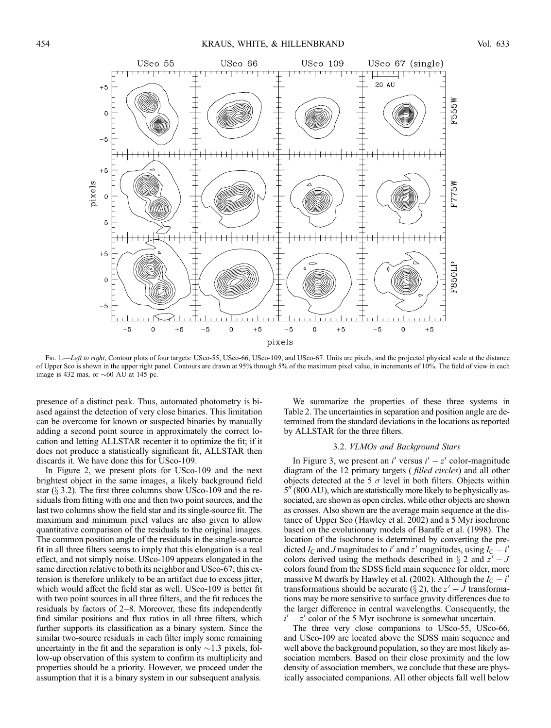Fig. 1.—*Left to right*, Contour plots of four targets: USco-55, USco-66, USco-109, and USco-67. Units are pixels, and the projected physical scale at the distance of Upper Sco is shown in the upper right panel. Contours are drawn at 95% through 5% of the maximum pixel value, in increments of 10%. The field of view in each image is 432 mas, or ~60 AU at 145 pc.

presence of a distinct peak. Thus, automated photometry is biased against the detection of very close binaries. This limitation can be overcome for known or suspected binaries by manually adding a second point source in approximately the correct location and letting ALLSTAR recenter it to optimize the fit; if it does not produce a statistically significant fit, ALLSTAR then discards it. We have done this for USco-109.

In Figure 2, we present plots for USco-109 and the next brightest object in the same images, a likely background field star (§ 3.2). The first three columns show USco-109 and the residuals from fitting with one and then two point sources, and the last two columns show the field star and its single-source fit. The maximum and minimum pixel values are also given to allow quantitative comparison of the residuals to the original images. The common position angle of the residuals in the single-source fit in all three filters seems to imply that this elongation is a real effect, and not simply noise. USco-109 appears elongated in the same direction relative to both its neighbor and USco-67; this extension is therefore unlikely to be an artifact due to excess jitter, which would affect the field star as well. USco-109 is better fit with two point sources in all three filters, and the fit reduces the residuals by factors of 2–8. Moreover, these fits independently find similar positions and flux ratios in all three filters, which further supports its classification as a binary system. Since the similar two-source residuals in each filter imply some remaining uncertainty in the fit and the separation is only ~1.3 pixels, follow-up observation of this system to confirm its multiplicity and properties should be a priority. However, we proceed under the assumption that it is a binary system in our subsequent analysis.

We summarize the properties of these three systems in Table 2. The uncertainties in separation and position angle are determined from the standard deviations in the locations as reported by ALLSTAR for the three filters.

### 3.2. *VLMOs and Background Stars*

In Figure 3, we present an $i'$ versus $i' - z'$ color-magnitude diagram of the 12 primary targets (*filled circles*) and all other objects detected at the 5 $\sigma$ level in both filters. Objects within 5″ (800 AU), which are statistically more likely to be physically associated, are shown as open circles, while other objects are shown as crosses. Also shown are the average main sequence at the distance of Upper Sco (Hawley et al. 2002) and a 5 Myr isochrone based on the evolutionary models of Baraffe et al. (1998). The location of the isochrone is determined by converting the predicted $I_C$ and $J$ magnitudes to $i'$ and $z'$ magnitudes, using $I_C - i'$ colors derived using the methods described in § 2 and $z' - J$ colors found from the SDSS field main sequence for older, more massive M dwarfs by Hawley et al. (2002). Although the $I_C - i'$ transformations should be accurate (§ 2), the $z' - J$ transformations may be more sensitive to surface gravity differences due to the larger difference in central wavelengths. Consequently, the $i' - z'$ color of the 5 Myr isochrone is somewhat uncertain.

The three very close companions to USco-55, USco-66, and USco-109 are located above the SDSS main sequence and well above the background population, so they are most likely association members. Based on their close proximity and the low density of association members, we conclude that these are physically associated companions. All other objects fall well below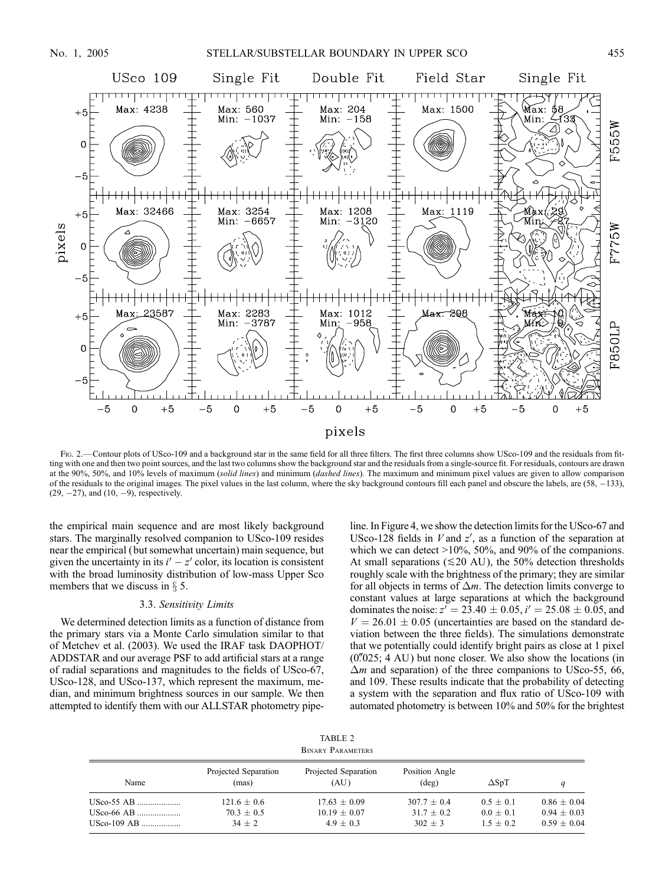Fig. 2.— Contour plots of USco-109 and a background star in the same field for all three filters. The first three columns show USco-109 and the residuals from fitting with one and then two point sources, and the last two columns show the background star and the residuals from a single-source fit. For residuals, contours are drawn at the 90%, 50%, and 10% levels of maximum (*solid lines*) and minimum (*dashed lines*). The maximum and minimum pixel values are given to allow comparison of the residuals to the original images. The pixel values in the last column, where the sky background contours fill each panel and obscure the labels, are (58, −133), (29, −27), and (10, −9), respectively.

the empirical main sequence and are most likely background stars. The marginally resolved companion to USco-109 resides near the empirical (but somewhat uncertain) main sequence, but given the uncertainty in its $i' - z'$ color, its location is consistent with the broad luminosity distribution of low-mass Upper Sco members that we discuss in § 5.

### 3.3. *Sensitivity Limits*

We determined detection limits as a function of distance from the primary stars via a Monte Carlo simulation similar to that of Metchev et al. (2003). We used the IRAF task DAOPHOT/ADDSTAR and our average PSF to add artificial stars at a range of radial separations and magnitudes to the fields of USco-67, USco-128, and USco-137, which represent the maximum, median, and minimum brightness sources in our sample. We then attempted to identify them with our ALLSTAR photometry pipeline. In Figure 4, we show the detection limits for the USco-67 and USco-128 fields in $V$ and $z'$, as a function of the separation at which we can detect >10%, 50%, and 90% of the companions. At small separations ($\lesssim$20 AU), the 50% detection thresholds roughly scale with the brightness of the primary; they are similar for all objects in terms of $\Delta m$. The detection limits converge to constant values at large separations at which the background dominates the noise: $z' = 23.40 \pm 0.05$, $i' = 25.08 \pm 0.05$, and $V = 26.01 \pm 0.05$ (uncertainties are based on the standard deviation between the three fields). The simulations demonstrate that we potentially could identify bright pairs as close at 1 pixel (0".025; 4 AU) but none closer. We also show the locations (in $\Delta m$ and separation) of the three companions to USco-55, 66, and 109. These results indicate that the probability of detecting a system with the separation and flux ratio of USco-109 with automated photometry is between 10% and 50% for the brightest

TABLE 2
Binary Parameters

| Name | Projected Separation (mas) | Projected Separation (AU) | Position Angle (deg) | $\Delta$SpT | $q$ |
|---|---|---|---|---|---|
| USco-55 AB | 121.6 ± 0.6 | 17.63 ± 0.09 | 307.7 ± 0.4 | 0.5 ± 0.1 | 0.86 ± 0.04 |
| USco-66 AB | 70.3 ± 0.5 | 10.19 ± 0.07 | 31.7 ± 0.2 | 0.0 ± 0.1 | 0.94 ± 0.03 |
| USco-109 AB | 34 ± 2 | 4.9 ± 0.3 | 302 ± 3 | 1.5 ± 0.2 | 0.59 ± 0.04 |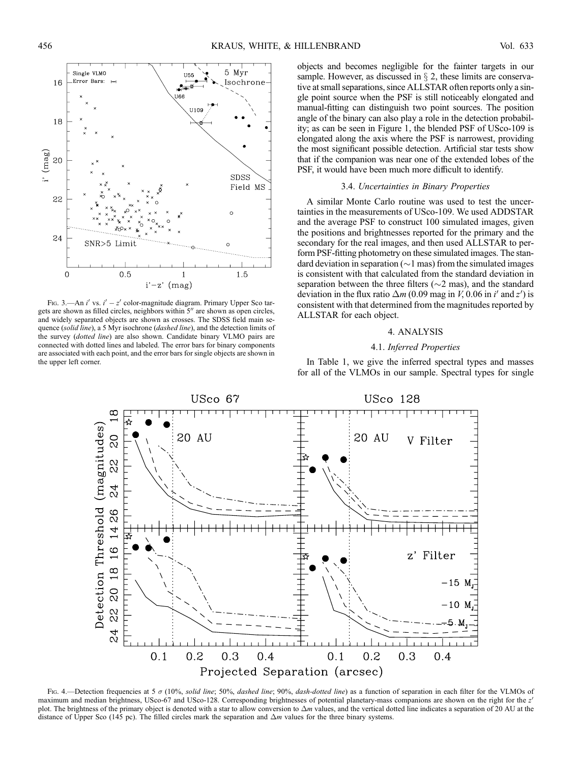Fig. 3.—An $i'$ vs. $i' - z'$ color-magnitude diagram. Primary Upper Sco targets are shown as filled circles, neighbors within 5″ are shown as open circles, and widely separated objects are shown as crosses. The SDSS field main sequence (*solid line*), a 5 Myr isochrone (*dashed line*), and the detection limits of the survey (*dotted line*) are also shown. Candidate binary VLMO pairs are connected with dotted lines and labeled. The error bars for binary components are associated with each point, and the error bars for single objects are shown in the upper left corner.

objects and becomes negligible for the fainter targets in our sample. However, as discussed in § 2, these limits are conservative at small separations, since ALLSTAR often reports only a single point source when the PSF is still noticeably elongated and manual-fitting can distinguish two point sources. The position angle of the binary can also play a role in the detection probability; as can be seen in Figure 1, the blended PSF of USco-109 is elongated along the axis where the PSF is narrowest, providing the most significant possible detection. Artificial star tests show that if the companion was near one of the extended lobes of the PSF, it would have been much more difficult to identify.

### 3.4. *Uncertainties in Binary Properties*

A similar Monte Carlo routine was used to test the uncertainties in the measurements of USco-109. We used ADDSTAR and the average PSF to construct 100 simulated images, given the positions and brightnesses reported for the primary and the secondary for the real images, and then used ALLSTAR to perform PSF-fitting photometry on these simulated images. The standard deviation in separation (~1 mas) from the simulated images is consistent with that calculated from the standard deviation in separation between the three filters (~2 mas), and the standard deviation in the flux ratio $\Delta m$ (0.09 mag in $V$, 0.06 in $i'$ and $z'$) is consistent with that determined from the magnitudes reported by ALLSTAR for each object.

## 4. ANALYSIS

### 4.1. *Inferred Properties*

In Table 1, we give the inferred spectral types and masses for all of the VLMOs in our sample. Spectral types for single

Fig. 4.—Detection frequencies at 5 $\sigma$ (10%, *solid line*; 50%, *dashed line*; 90%, *dash-dotted line*) as a function of separation in each filter for the VLMOs of maximum and median brightness, USco-67 and USco-128. Corresponding brightnesses of potential planetary-mass companions are shown on the right for the $z'$ plot. The brightness of the primary object is denoted with a star to allow conversion to $\Delta m$ values, and the vertical dotted line indicates a separation of 20 AU at the distance of Upper Sco (145 pc). The filled circles mark the separation and $\Delta m$ values for the three binary systems.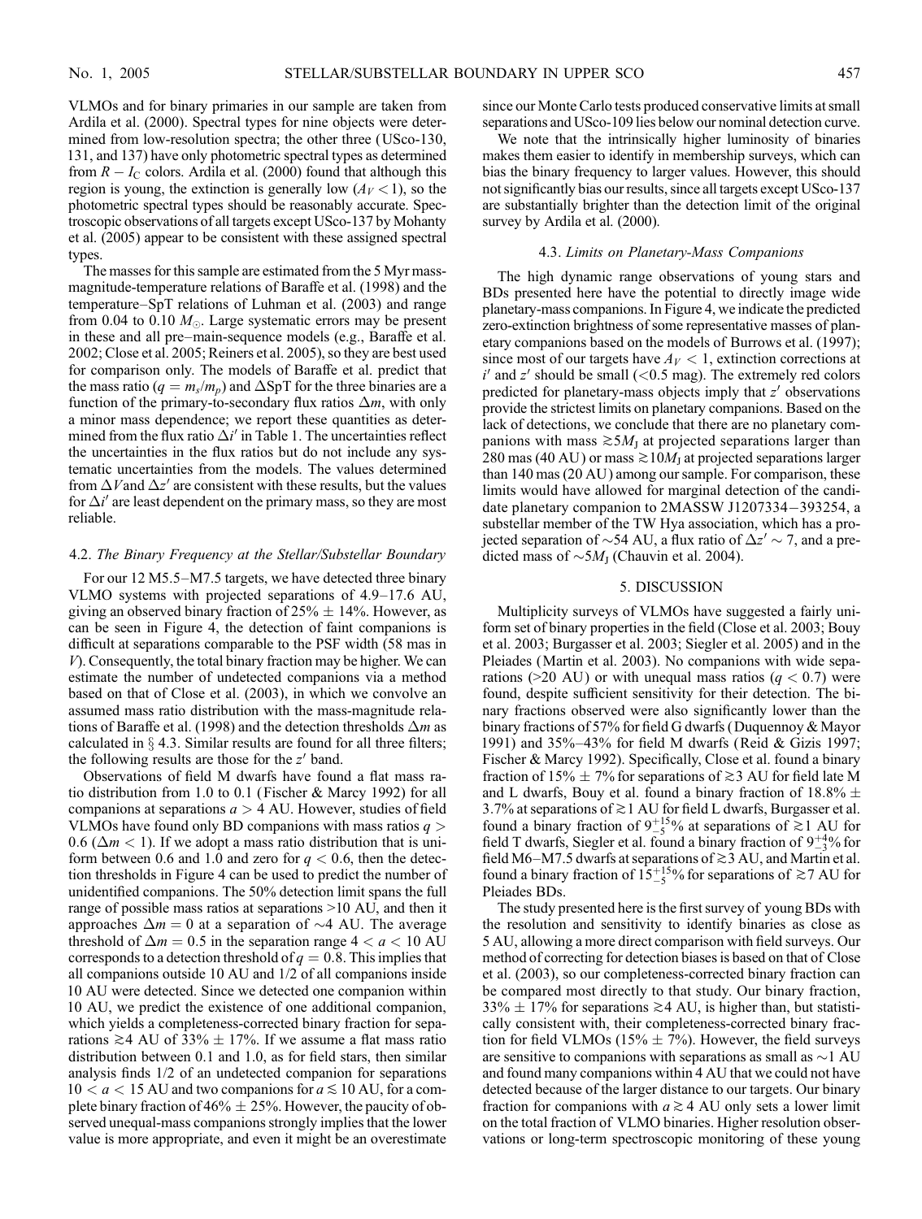VLMOs and for binary primaries in our sample are taken from Ardila et al. (2000). Spectral types for nine objects were determined from low-resolution spectra; the other three (USco-130, 131, and 137) have only photometric spectral types as determined from $R - I_C$ colors. Ardila et al. (2000) found that although this region is young, the extinction is generally low ($A_V < 1$), so the photometric spectral types should be reasonably accurate. Spectroscopic observations of all targets except USco-137 by Mohanty et al. (2005) appear to be consistent with these assigned spectral types.

The masses for this sample are estimated from the 5 Myr mass-magnitude-temperature relations of Baraffe et al. (1998) and the temperature–SpT relations of Luhman et al. (2003) and range from 0.04 to 0.10 $M_{\odot}$. Large systematic errors may be present in these and all pre–main-sequence models (e.g., Baraffe et al. 2002; Close et al. 2005; Reiners et al. 2005), so they are best used for comparison only. The models of Baraffe et al. predict that the mass ratio ($q = m_s/m_p$) and $\Delta$SpT for the three binaries are a function of the primary-to-secondary flux ratios $\Delta m$, with only a minor mass dependence; we report these quantities as determined from the flux ratio $\Delta i'$ in Table 1. The uncertainties reflect the uncertainties in the flux ratios but do not include any systematic uncertainties from the models. The values determined from $\Delta V$ and $\Delta z'$ are consistent with these results, but the values for $\Delta i'$ are least dependent on the primary mass, so they are most reliable.

### 4.2. *The Binary Frequency at the Stellar/Substellar Boundary*

For our 12 M5.5–M7.5 targets, we have detected three binary VLMO systems with projected separations of 4.9–17.6 AU, giving an observed binary fraction of 25% ± 14%. However, as can be seen in Figure 4, the detection of faint companions is difficult at separations comparable to the PSF width (58 mas in $V$). Consequently, the total binary fraction may be higher. We can estimate the number of undetected companions via a method based on that of Close et al. (2003), in which we convolve an assumed mass ratio distribution with the mass-magnitude relations of Baraffe et al. (1998) and the detection thresholds $\Delta m$ as calculated in § 4.3. Similar results are found for all three filters; the following results are those for the $z'$ band.

Observations of field M dwarfs have found a flat mass ratio distribution from 1.0 to 0.1 (Fischer & Marcy 1992) for all companions at separations $a > 4$ AU. However, studies of field VLMOs have found only BD companions with mass ratios $q > 0.6$ ($\Delta m < 1$). If we adopt a mass ratio distribution that is uniform between 0.6 and 1.0 and zero for $q < 0.6$, then the detection thresholds in Figure 4 can be used to predict the number of unidentified companions. The 50% detection limit spans the full range of possible mass ratios at separations >10 AU, and then it approaches $\Delta m = 0$ at a separation of ∼4 AU. The average threshold of $\Delta m = 0.5$ in the separation range $4 < a < 10$ AU corresponds to a detection threshold of $q = 0.8$. This implies that all companions outside 10 AU and 1/2 of all companions inside 10 AU were detected. Since we detected one companion within 10 AU, we predict the existence of one additional companion, which yields a completeness-corrected binary fraction for separations $\gtrsim 4$ AU of 33% ± 17%. If we assume a flat mass ratio distribution between 0.1 and 1.0, as for field stars, then similar analysis finds 1/2 of an undetected companion for separations $10 < a < 15$ AU and two companions for $a \lesssim 10$ AU, for a complete binary fraction of 46% ± 25%. However, the paucity of observed unequal-mass companions strongly implies that the lower value is more appropriate, and even it might be an overestimate since our Monte Carlo tests produced conservative limits at small separations and USco-109 lies below our nominal detection curve.

We note that the intrinsically higher luminosity of binaries makes them easier to identify in membership surveys, which can bias the binary frequency to larger values. However, this should not significantly bias our results, since all targets except USco-137 are substantially brighter than the detection limit of the original survey by Ardila et al. (2000).

### 4.3. *Limits on Planetary-Mass Companions*

The high dynamic range observations of young stars and BDs presented here have the potential to directly image wide planetary-mass companions. In Figure 4, we indicate the predicted zero-extinction brightness of some representative masses of planetary companions based on the models of Burrows et al. (1997); since most of our targets have $A_V < 1$, extinction corrections at $i'$ and $z'$ should be small (<0.5 mag). The extremely red colors predicted for planetary-mass objects imply that $z'$ observations provide the strictest limits on planetary companions. Based on the lack of detections, we conclude that there are no planetary companions with mass $\gtrsim 5M_J$ at projected separations larger than 280 mas (40 AU) or mass $\gtrsim 10M_J$ at projected separations larger than 140 mas (20 AU) among our sample. For comparison, these limits would have allowed for marginal detection of the candidate planetary companion to 2MASSW J1207334−393254, a substellar member of the TW Hya association, which has a projected separation of ∼54 AU, a flux ratio of $\Delta z' \sim 7$, and a predicted mass of $\sim 5M_J$ (Chauvin et al. 2004).

## 5. DISCUSSION

Multiplicity surveys of VLMOs have suggested a fairly uniform set of binary properties in the field (Close et al. 2003; Bouy et al. 2003; Burgasser et al. 2003; Siegler et al. 2005) and in the Pleiades (Martín et al. 2003). No companions with wide separations (>20 AU) or with unequal mass ratios ($q < 0.7$) were found, despite sufficient sensitivity for their detection. The binary fractions observed were also significantly lower than the binary fractions of 57% for field G dwarfs (Duquennoy & Mayor 1991) and 35%–43% for field M dwarfs (Reid & Gizis 1997; Fischer & Marcy 1992). Specifically, Close et al. found a binary fraction of 15% ± 7% for separations of $\gtrsim 3$ AU for field late M and L dwarfs, Bouy et al. found a binary fraction of 18.8% ± 3.7% at separations of $\gtrsim 1$ AU for field L dwarfs, Burgasser et al. found a binary fraction of $9^{+15}_{-5}$% at separations of $\gtrsim 1$ AU for field T dwarfs, Siegler et al. found a binary fraction of $9^{+4}_{-3}$% for field M6–M7.5 dwarfs at separations of $\gtrsim 3$ AU, and Martín et al. found a binary fraction of $15^{+15}_{-5}$% for separations of $\gtrsim 7$ AU for Pleiades BDs.

The study presented here is the first survey of young BDs with the resolution and sensitivity to identify binaries as close as 5 AU, allowing a more direct comparison with field surveys. Our method of correcting for detection biases is based on that of Close et al. (2003), so our completeness-corrected binary fraction can be compared most directly to that study. Our binary fraction, 33% ± 17% for separations $\gtrsim 4$ AU, is higher than, but statistically consistent with, their completeness-corrected binary fraction for field VLMOs (15% ± 7%). However, the field surveys are sensitive to companions with separations as small as ∼1 AU and found many companions within 4 AU that we could not have detected because of the larger distance to our targets. Our binary fraction for companions with $a \gtrsim 4$ AU only sets a lower limit on the total fraction of VLMO binaries. Higher resolution observations or long-term spectroscopic monitoring of these young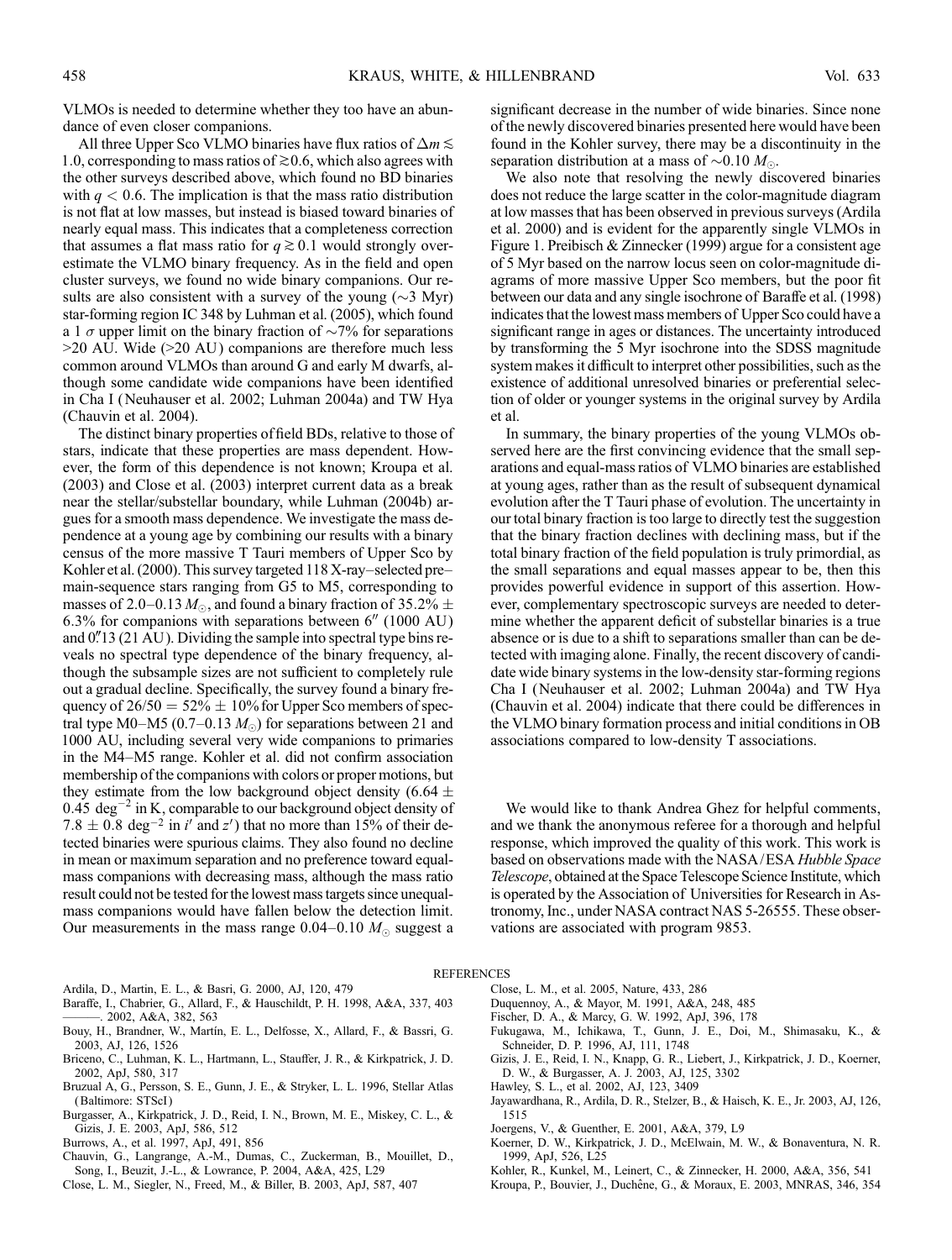VLMOs is needed to determine whether they too have an abundance of even closer companions.

All three Upper Sco VLMO binaries have flux ratios of $\Delta m \lesssim 1.0$, corresponding to mass ratios of $\gtrsim 0.6$, which also agrees with the other surveys described above, which found no BD binaries with $q < 0.6$. The implication is that the mass ratio distribution is not flat at low masses, but instead is biased toward binaries of nearly equal mass. This indicates that a completeness correction that assumes a flat mass ratio for $q \gtrsim 0.1$ would strongly overestimate the VLMO binary frequency. As in the field and open cluster surveys, we found no wide binary companions. Our results are also consistent with a survey of the young ($\sim$3 Myr) star-forming region IC 348 by Luhman et al. (2005), which found a 1 $\sigma$ upper limit on the binary fraction of $\sim$7% for separations >20 AU. Wide (>20 AU) companions are therefore much less common around VLMOs than around G and early M dwarfs, although some candidate wide companions have been identified in Cha I (Neuhauser et al. 2002; Luhman 2004a) and TW Hya (Chauvin et al. 2004).

The distinct binary properties of field BDs, relative to those of stars, indicate that these properties are mass dependent. However, the form of this dependence is not known; Kroupa et al. (2003) and Close et al. (2003) interpret current data as a break near the stellar/substellar boundary, while Luhman (2004b) argues for a smooth mass dependence. We investigate the mass dependence at a young age by combining our results with a binary census of the more massive T Tauri members of Upper Sco by Kohler et al. (2000). This survey targeted 118 X-ray–selected pre–main-sequence stars ranging from G5 to M5, corresponding to masses of 2.0–0.13 $M_\odot$, and found a binary fraction of 35.2% $\pm$ 6.3% for companions with separations between 6″ (1000 AU) and 0″.13 (21 AU). Dividing the sample into spectral type bins reveals no spectral type dependence of the binary frequency, although the subsample sizes are not sufficient to completely rule out a gradual decline. Specifically, the survey found a binary frequency of 26/50 = 52% $\pm$ 10% for Upper Sco members of spectral type M0–M5 (0.7–0.13 $M_\odot$) for separations between 21 and 1000 AU, including several very wide companions to primaries in the M4–M5 range. Kohler et al. did not confirm association membership of the companions with colors or proper motions, but they estimate from the low background object density (6.64 $\pm$ 0.45 deg$^{-2}$ in K, comparable to our background object density of 7.8 $\pm$ 0.8 deg$^{-2}$ in $i'$ and $z'$) that no more than 15% of their detected binaries were spurious claims. They also found no decline in mean or maximum separation and no preference toward equal-mass companions with decreasing mass, although the mass ratio result could not be tested for the lowest mass targets since unequal-mass companions would have fallen below the detection limit. Our measurements in the mass range 0.04–0.10 $M_\odot$ suggest a significant decrease in the number of wide binaries. Since none of the newly discovered binaries presented here would have been found in the Kohler survey, there may be a discontinuity in the separation distribution at a mass of $\sim$0.10 $M_\odot$.

We also note that resolving the newly discovered binaries does not reduce the large scatter in the color-magnitude diagram at low masses that has been observed in previous surveys (Ardila et al. 2000) and is evident for the apparently single VLMOs in Figure 1. Preibisch & Zinnecker (1999) argue for a consistent age of 5 Myr based on the narrow locus seen on color-magnitude diagrams of more massive Upper Sco members, but the poor fit between our data and any single isochrone of Baraffe et al. (1998) indicates that the lowest mass members of Upper Sco could have a significant range in ages or distances. The uncertainty introduced by transforming the 5 Myr isochrone into the SDSS magnitude system makes it difficult to interpret other possibilities, such as the existence of additional unresolved binaries or preferential selection of older or younger systems in the original survey by Ardila et al.

In summary, the binary properties of the young VLMOs observed here are the first convincing evidence that the small separations and equal-mass ratios of VLMO binaries are established at young ages, rather than as the result of subsequent dynamical evolution after the T Tauri phase of evolution. The uncertainty in our total binary fraction is too large to directly test the suggestion that the binary fraction declines with declining mass, but if the total binary fraction of the field population is truly primordial, as the small separations and equal masses appear to be, then this provides powerful evidence in support of this assertion. However, complementary spectroscopic surveys are needed to determine whether the apparent deficit of substellar binaries is a true absence or is due to a shift to separations smaller than can be detected with imaging alone. Finally, the recent discovery of candidate wide binary systems in the low-density star-forming regions Cha I (Neuhauser et al. 2002; Luhman 2004a) and TW Hya (Chauvin et al. 2004) indicate that there could be differences in the VLMO binary formation process and initial conditions in OB associations compared to low-density T associations.

We would like to thank Andrea Ghez for helpful comments, and we thank the anonymous referee for a thorough and helpful response, which improved the quality of this work. This work is based on observations made with the NASA/ESA *Hubble Space Telescope*, obtained at the Space Telescope Science Institute, which is operated by the Association of Universities for Research in Astronomy, Inc., under NASA contract NAS 5-26555. These observations are associated with program 9853.

## REFERENCES

Ardila, D., Martin, E. L., & Basri, G. 2000, AJ, 120, 479
Baraffe, I., Chabrier, G., Allard, F., & Hauschildt, P. H. 1998, A&A, 337, 403
———. 2002, A&A, 382, 563
Bouy, H., Brandner, W., Martín, E. L., Delfosse, X., Allard, F., & Bassri, G. 2003, AJ, 126, 1526
Briceno, C., Luhman, K. L., Hartmann, L., Stauffer, J. R., & Kirkpatrick, J. D. 2002, ApJ, 580, 317
Bruzual A, G., Persson, S. E., Gunn, J. E., & Stryker, L. L. 1996, Stellar Atlas (Baltimore: STScI)
Burgasser, A., Kirkpatrick, J. D., Reid, I. N., Brown, M. E., Miskey, C. L., & Gizis, J. E. 2003, ApJ, 586, 512
Burrows, A., et al. 1997, ApJ, 491, 856
Chauvin, G., Langrange, A.-M., Dumas, C., Zuckerman, B., Mouillet, D., Song, I., Beuzit, J.-L., & Lowrance, P. 2004, A&A, 425, L29
Close, L. M., Siegler, N., Freed, M., & Biller, B. 2003, ApJ, 587, 407
Close, L. M., et al. 2005, Nature, 433, 286
Duquennoy, A., & Mayor, M. 1991, A&A, 248, 485
Fischer, D. A., & Marcy, G. W. 1992, ApJ, 396, 178
Fukugawa, M., Ichikawa, T., Gunn, J. E., Doi, M., Shimasaku, K., & Schneider, D. P. 1996, AJ, 111, 1748
Gizis, J. E., Reid, I. N., Knapp, G. R., Liebert, J., Kirkpatrick, J. D., Koerner, D. W., & Burgasser, A. J. 2003, AJ, 125, 3302
Hawley, S. L., et al. 2002, AJ, 123, 3409
Jayawardhana, R., Ardila, D. R., Stelzer, B., & Haisch, K. E., Jr. 2003, AJ, 126, 1515
Joergens, V., & Guenther, E. 2001, A&A, 379, L9
Koerner, D. W., Kirkpatrick, J. D., McElwain, M. W., & Bonaventura, N. R. 1999, ApJ, 526, L25
Kohler, R., Kunkel, M., Leinert, C., & Zinnecker, H. 2000, A&A, 356, 541
Kroupa, P., Bouvier, J., Duchêne, G., & Moraux, E. 2003, MNRAS, 346, 354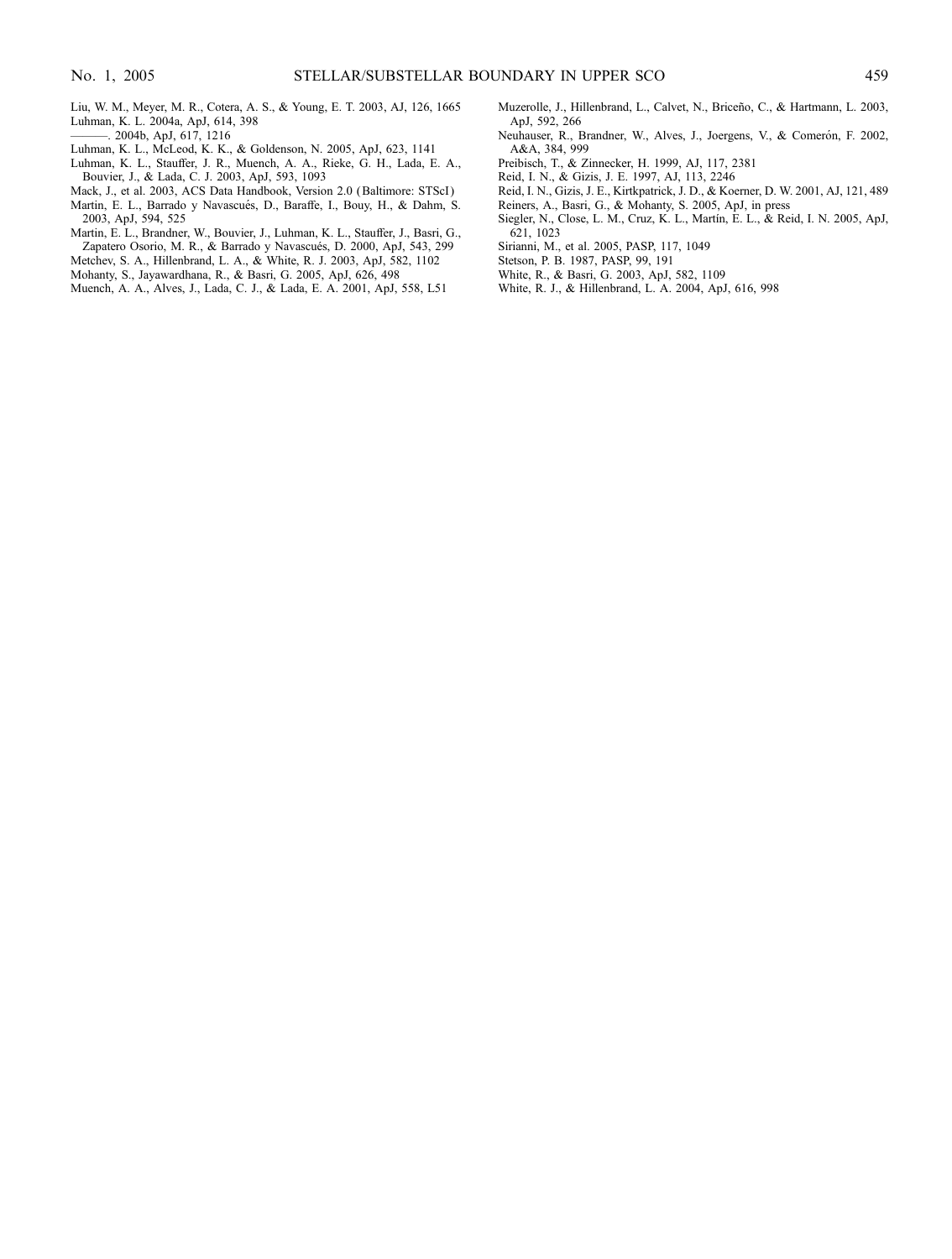Liu, W. M., Meyer, M. R., Cotera, A. S., & Young, E. T. 2003, AJ, 126, 1665

Luhman, K. L. 2004a, ApJ, 614, 398

———. 2004b, ApJ, 617, 1216

Luhman, K. L., McLeod, K. K., & Goldenson, N. 2005, ApJ, 623, 1141

Luhman, K. L., Stauffer, J. R., Muench, A. A., Rieke, G. H., Lada, E. A., Bouvier, J., & Lada, C. J. 2003, ApJ, 593, 1093

Mack, J., et al. 2003, ACS Data Handbook, Version 2.0 (Baltimore: STScI)

Martin, E. L., Barrado y Navascués, D., Baraffe, I., Bouy, H., & Dahm, S. 2003, ApJ, 594, 525

Martin, E. L., Brandner, W., Bouvier, J., Luhman, K. L., Stauffer, J., Basri, G., Zapatero Osorio, M. R., & Barrado y Navascués, D. 2000, ApJ, 543, 299

Metchev, S. A., Hillenbrand, L. A., & White, R. J. 2003, ApJ, 582, 1102

Mohanty, S., Jayawardhana, R., & Basri, G. 2005, ApJ, 626, 498

Muench, A. A., Alves, J., Lada, C. J., & Lada, E. A. 2001, ApJ, 558, L51

Muzerolle, J., Hillenbrand, L., Calvet, N., Briceño, C., & Hartmann, L. 2003, ApJ, 592, 266

Neuhauser, R., Brandner, W., Alves, J., Joergens, V., & Comerón, F. 2002, A&A, 384, 999

Preibisch, T., & Zinnecker, H. 1999, AJ, 117, 2381

Reid, I. N., & Gizis, J. E. 1997, AJ, 113, 2246

Reid, I. N., Gizis, J. E., Kirtkpatrick, J. D., & Koerner, D. W. 2001, AJ, 121, 489

Reiners, A., Basri, G., & Mohanty, S. 2005, ApJ, in press

Siegler, N., Close, L. M., Cruz, K. L., Martín, E. L., & Reid, I. N. 2005, ApJ, 621, 1023

Sirianni, M., et al. 2005, PASP, 117, 1049

Stetson, P. B. 1987, PASP, 99, 191

White, R., & Basri, G. 2003, ApJ, 582, 1109

White, R. J., & Hillenbrand, L. A. 2004, ApJ, 616, 998